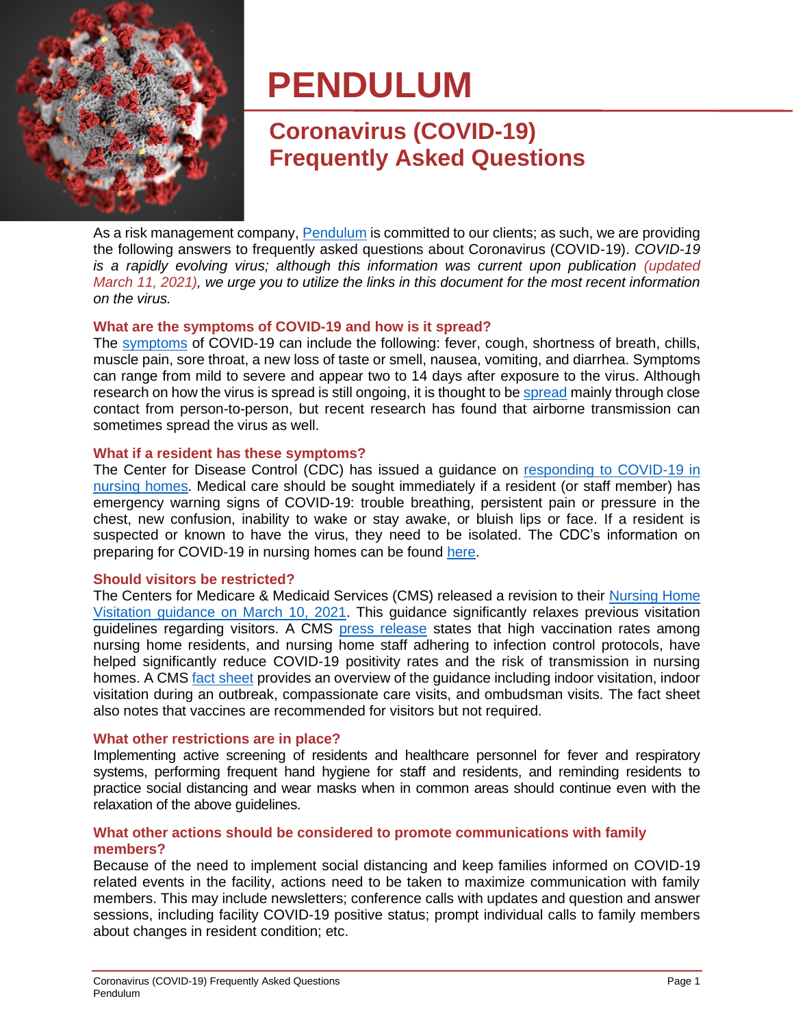# PENDULUM

## Coronavirus (COVID-19) Frequently Asked Questions

As a risk management company, Pendulum is committed to our clients; as such, we are providing the following answers to frequently asked questions about Coronavirus (COVID-19). *COVID-19 is a rapidly evolving virus; although this information was current upon publication (updated March 11, 2021), we urge you to utilize the links in this document for the most recent information on the virus.*

### What are the symptoms of COVID-19 and how is it spread?

The symptoms of COVID-19 can include the following: fever, cough, shortness of breath, chills, muscle pain, sore throat, a new loss of taste or smell, nausea, vomiting, and diarrhea. Symptoms can range from mild to severe and appear two to 14 days after exposure to the virus. Although research on how the virus is spread is still ongoing, it is thought to be spread mainly through close contact from person-to-person, but recent research has found that airborne transmission can sometimes spread the virus as well.

### What if a resident has these symptoms?

The Center for Disease Control (CDC) has issued a guidance on responding to COVID-19 in nursing homes. Medical care should be sought immediately if a resident (or staff member) has emergency warning signs of COVID-19: trouble breathing, persistent pain or pressure in the chest, new confusion, inability to wake or stay awake, or bluish lips or face. If a resident is suspected or known to have the virus, they need to be isolated. The CDC's information on preparing for COVID-19 in nursing homes can be found here.

### Should visitors be restricted?

The Centers for Medicare & Medicaid Services (CMS) released a revision to their Nursing Home Visitation guidance on March 10, 2021. This guidance significantly relaxes previous visitation guidelines regarding visitors. A CMS press release states that high vaccination rates among nursing home residents, and nursing home staff adhering to infection control protocols, have helped significantly reduce COVID-19 positivity rates and the risk of transmission in nursing homes. A CMS fact sheet provides an overview of the guidance including indoor visitation, indoor visitation during an outbreak, compassionate care visits, and ombudsman visits. The fact sheet also notes that vaccines are recommended for visitors but not required.

### What other restrictions are in place?

Implementing active screening of residents and healthcare personnel for fever and respiratory systems, performing frequent hand hygiene for staff and residents, and reminding residents to practice social distancing and wear masks when in common areas should continue even with the relaxation of the above guidelines.

### What other actions should be considered to promote communications with family members?

Because of the need to implement social distancing and keep families informed on COVID-19 related events in the facility, actions need to be taken to maximize communication with family members. This may include newsletters; conference calls with updates and question and answer sessions, including facility COVID-19 positive status; prompt individual calls to family members about changes in resident condition; etc.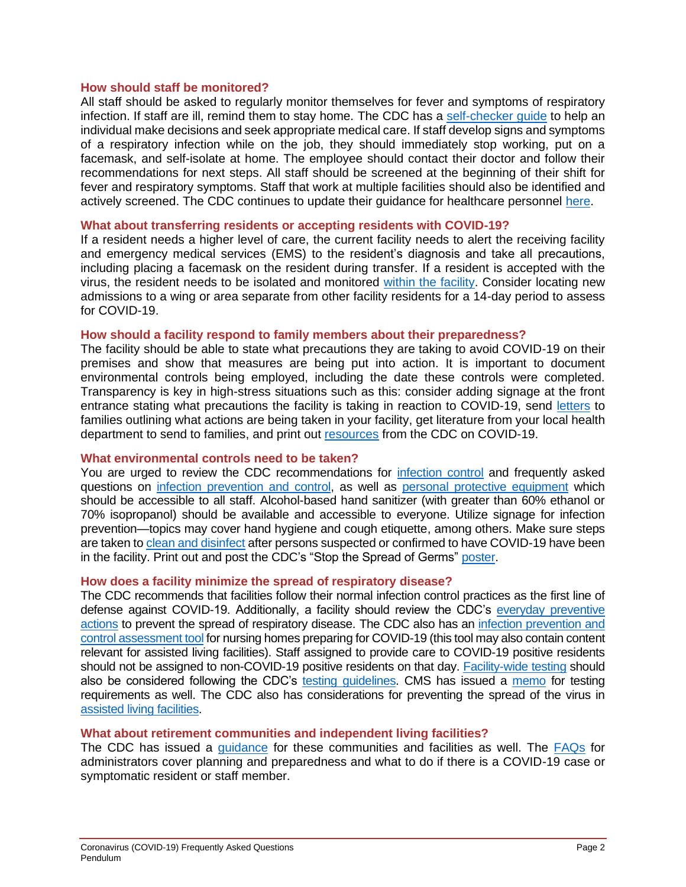### How should staff be monitored?

All staff should be asked to regularly monitor themselves for fever and symptoms of respiratory infection. If staff are ill, remind them to stay home. The CDC has a self-checker guide to help an individual make decisions and seek appropriate medical care. If staff develop signs and symptoms of a respiratory infection while on the job, they should immediately stop working, put on a facemask, and self-isolate at home. The employee should contact their doctor and follow their recommendations for next steps. All staff should be screened at the beginning of their shift for fever and respiratory symptoms. Staff that work at multiple facilities should also be identified and actively screened. The CDC continues to update their guidance for healthcare personnel here.

### What about transferring residents or accepting residents with COVID-19?

If a resident needs a higher level of care, the current facility needs to alert the receiving facility and emergency medical services (EMS) to the resident's diagnosis and take all precautions, including placing a facemask on the resident during transfer. If a resident is accepted with the virus, the resident needs to be isolated and monitored within the facility. Consider locating new admissions to a wing or area separate from other facility residents for a 14-day period to assess for COVID-19.

### How should a facility respond to family members about their preparedness?

The facility should be able to state what precautions they are taking to avoid COVID-19 on their premises and show that measures are being put into action. It is important to document environmental controls being employed, including the date these controls were completed. Transparency is key in high-stress situations such as this: consider adding signage at the front entrance stating what precautions the facility is taking in reaction to COVID-19, send letters to families outlining what actions are being taken in your facility, get literature from your local health department to send to families, and print out resources from the CDC on COVID-19.

### What environmental controls need to be taken?

You are urged to review the CDC recommendations for infection control and frequently asked questions on infection prevention and control, as well as personal protective equipment which should be accessible to all staff. Alcohol-based hand sanitizer (with greater than 60% ethanol or 70% isopropanol) should be available and accessible to everyone. Utilize signage for infection prevention—topics may cover hand hygiene and cough etiquette, among others. Make sure steps are taken to clean and disinfect after persons suspected or confirmed to have COVID-19 have been in the facility. Print out and post the CDC's "Stop the Spread of Germs" poster.

### How does a facility minimize the spread of respiratory disease?

The CDC recommends that facilities follow their normal infection control practices as the first line of defense against COVID-19. Additionally, a facility should review the CDC's everyday preventive actions to prevent the spread of respiratory disease. The CDC also has an infection prevention and control assessment tool for nursing homes preparing for COVID-19 (this tool may also contain content relevant for assisted living facilities). Staff assigned to provide care to COVID-19 positive residents should not be assigned to non-COVID-19 positive residents on that day. Facility-wide testing should also be considered following the CDC's testing guidelines. CMS has issued a memo for testing requirements as well. The CDC also has considerations for preventing the spread of the virus in assisted living facilities.

### What about retirement communities and independent living facilities?

The CDC has issued a guidance for these communities and facilities as well. The FAQs for administrators cover planning and preparedness and what to do if there is a COVID-19 case or symptomatic resident or staff member.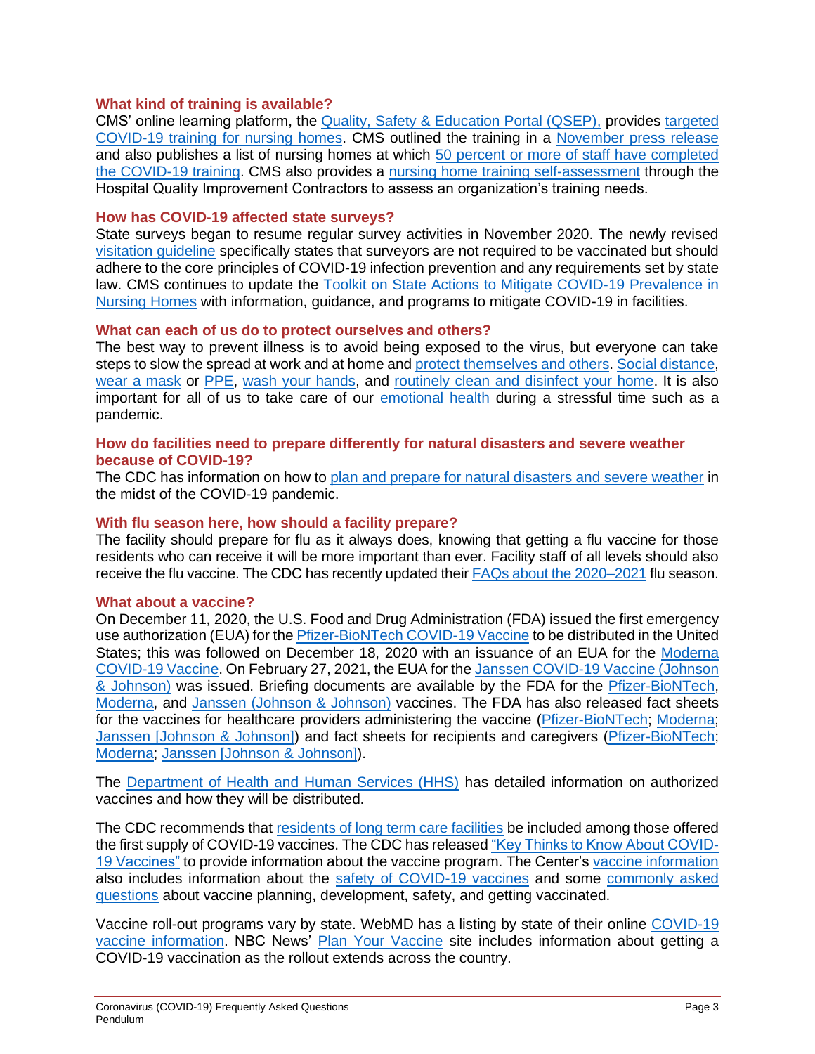### What kind of training is available?

CMS' online learning platform, the Quality, Safety & Education Portal (QSEP), provides targeted COVID-19 training for nursing homes. CMS outlined the training in a November press release and also publishes a list of nursing homes at which 50 percent or more of staff have completed the COVID-19 training. CMS also provides a nursing home training self-assessment through the Hospital Quality Improvement Contractors to assess an organization's training needs.

### How has COVID-19 affected state surveys?

State surveys began to resume regular survey activities in November 2020. The newly revised visitation guideline specifically states that surveyors are not required to be vaccinated but should adhere to the core principles of COVID-19 infection prevention and any requirements set by state law. CMS continues to update the Toolkit on State Actions to Mitigate COVID-19 Prevalence in Nursing Homes with information, guidance, and programs to mitigate COVID-19 in facilities.

### What can each of us do to protect ourselves and others?

The best way to prevent illness is to avoid being exposed to the virus, but everyone can take steps to slow the spread at work and at home and protect themselves and others. Social distance, wear a mask or PPE, wash your hands, and routinely clean and disinfect your home. It is also important for all of us to take care of our emotional health during a stressful time such as a pandemic.

### How do facilities need to prepare differently for natural disasters and severe weather because of COVID-19?

The CDC has information on how to plan and prepare for natural disasters and severe weather in the midst of the COVID-19 pandemic.

### With flu season here, how should a facility prepare?

The facility should prepare for flu as it always does, knowing that getting a flu vaccine for those residents who can receive it will be more important than ever. Facility staff of all levels should also receive the flu vaccine. The CDC has recently updated their FAQs about the 2020–2021 flu season.

### What about a vaccine?

On December 11, 2020, the U.S. Food and Drug Administration (FDA) issued the first emergency use authorization (EUA) for the Pfizer-BioNTech COVID-19 Vaccine to be distributed in the United States; this was followed on December 18, 2020 with an issuance of an EUA for the Moderna COVID-19 Vaccine. On February 27, 2021, the EUA for the Janssen COVID-19 Vaccine (Johnson & Johnson) was issued. Briefing documents are available by the FDA for the Pfizer-BioNTech, Moderna, and Janssen (Johnson & Johnson) vaccines. The FDA has also released fact sheets for the vaccines for healthcare providers administering the vaccine (Pfizer-BioNTech; Moderna; Janssen [Johnson & Johnson]) and fact sheets for recipients and caregivers (Pfizer-BioNTech; Moderna; Janssen [Johnson & Johnson]).

The Department of Health and Human Services (HHS) has detailed information on authorized vaccines and how they will be distributed.

The CDC recommends that residents of long term care facilities be included among those offered the first supply of COVID-19 vaccines. The CDC has released "Key Thinks to Know About COVID-19 Vaccines" to provide information about the vaccine program. The Center's vaccine information also includes information about the safety of COVID-19 vaccines and some commonly asked questions about vaccine planning, development, safety, and getting vaccinated.

Vaccine roll-out programs vary by state. WebMD has a listing by state of their online COVID-19 vaccine information. NBC News' Plan Your Vaccine site includes information about getting a COVID-19 vaccination as the rollout extends across the country.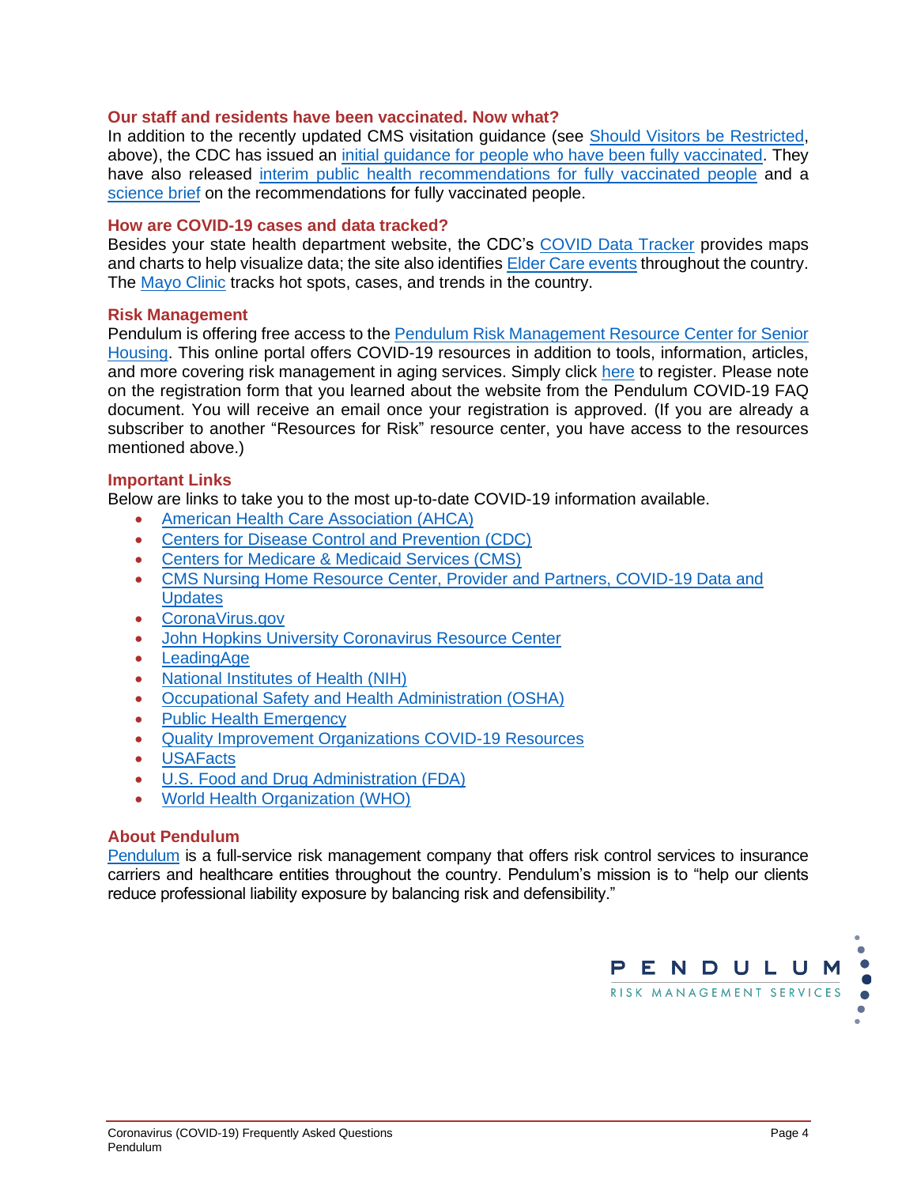### Our staff and residents have been vaccinated. Now what?

In addition to the recently updated CMS visitation guidance (see Should Visitors be Restricted, above), the CDC has issued an initial guidance for people who have been fully vaccinated. They have also released interim public health recommendations for fully vaccinated people and a science brief on the recommendations for fully vaccinated people.

### How are COVID-19 cases and data tracked?

Besides your state health department website, the CDC's COVID Data Tracker provides maps and charts to help visualize data; the site also identifies Elder Care events throughout the country. The Mayo Clinic tracks hot spots, cases, and trends in the country.

### Risk Management

Pendulum is offering free access to the Pendulum Risk Management Resource Center for Senior Housing. This online portal offers COVID-19 resources in addition to tools, information, articles, and more covering risk management in aging services. Simply click here to register. Please note on the registration form that you learned about the website from the Pendulum COVID-19 FAQ document. You will receive an email once your registration is approved. (If you are already a subscriber to another "Resources for Risk" resource center, you have access to the resources mentioned above.)

### Important Links

Below are links to take you to the most up-to-date COVID-19 information available.

- American Health Care Association (AHCA)
- Centers for Disease Control and Prevention (CDC)
- Centers for Medicare & Medicaid Services (CMS)
- CMS Nursing Home Resource Center, Provider and Partners, COVID-19 Data and Updates
- CoronaVirus.gov
- John Hopkins University Coronavirus Resource Center
- LeadingAge
- National Institutes of Health (NIH)
- Occupational Safety and Health Administration (OSHA)
- Public Health Emergency
- Quality Improvement Organizations COVID-19 Resources
- USAFacts
- U.S. Food and Drug Administration (FDA)
- World Health Organization (WHO)

### About Pendulum

Pendulum is a full-service risk management company that offers risk control services to insurance carriers and healthcare entities throughout the country. Pendulum's mission is to "help our clients reduce professional liability exposure by balancing risk and defensibility."

PENDULUM
RISK MANAGEMENT SERVICES